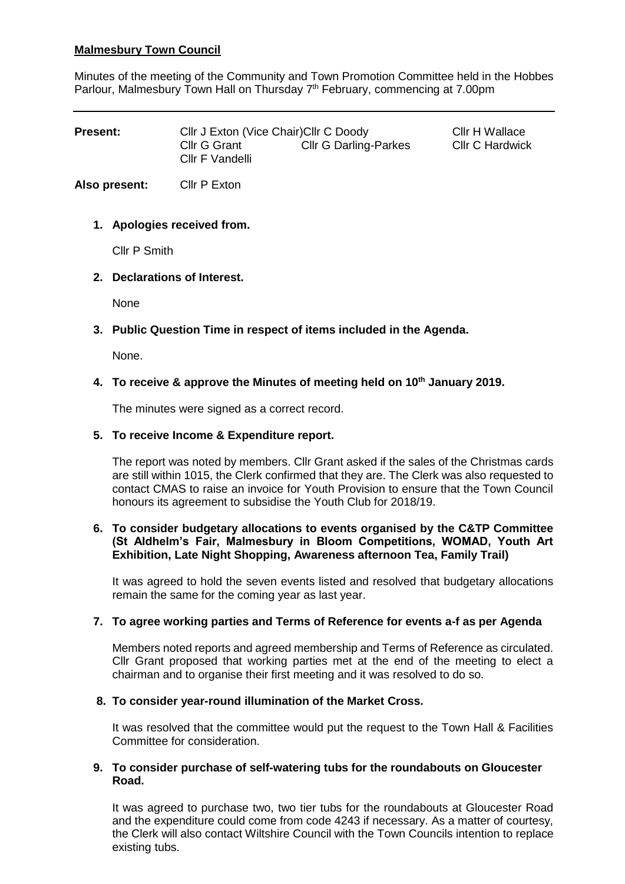**Malmesbury Town Council**

Minutes of the meeting of the Community and Town Promotion Committee held in the Hobbes Parlour, Malmesbury Town Hall on Thursday 7th February, commencing at 7.00pm

---

| **Present:** | Cllr J Exton (Vice Chair) | Cllr C Doody | Cllr H Wallace |
|---|---|---|---|
| | Cllr G Grant | Cllr G Darling-Parkes | Cllr C Hardwick |
| | Cllr F Vandelli | | |

**Also present:** Cllr P Exton

1. **Apologies received from.**

   Cllr P Smith

2. **Declarations of Interest.**

   None

3. **Public Question Time in respect of items included in the Agenda.**

   None.

4. **To receive & approve the Minutes of meeting held on 10th January 2019.**

   The minutes were signed as a correct record.

5. **To receive Income & Expenditure report.**

   The report was noted by members. Cllr Grant asked if the sales of the Christmas cards are still within 1015, the Clerk confirmed that they are. The Clerk was also requested to contact CMAS to raise an invoice for Youth Provision to ensure that the Town Council honours its agreement to subsidise the Youth Club for 2018/19.

6. **To consider budgetary allocations to events organised by the C&TP Committee (St Aldhelm's Fair, Malmesbury in Bloom Competitions, WOMAD, Youth Art Exhibition, Late Night Shopping, Awareness afternoon Tea, Family Trail)**

   It was agreed to hold the seven events listed and resolved that budgetary allocations remain the same for the coming year as last year.

7. **To agree working parties and Terms of Reference for events a-f as per Agenda**

   Members noted reports and agreed membership and Terms of Reference as circulated. Cllr Grant proposed that working parties met at the end of the meeting to elect a chairman and to organise their first meeting and it was resolved to do so.

8. **To consider year-round illumination of the Market Cross.**

   It was resolved that the committee would put the request to the Town Hall & Facilities Committee for consideration.

9. **To consider purchase of self-watering tubs for the roundabouts on Gloucester Road.**

   It was agreed to purchase two, two tier tubs for the roundabouts at Gloucester Road and the expenditure could come from code 4243 if necessary. As a matter of courtesy, the Clerk will also contact Wiltshire Council with the Town Councils intention to replace existing tubs.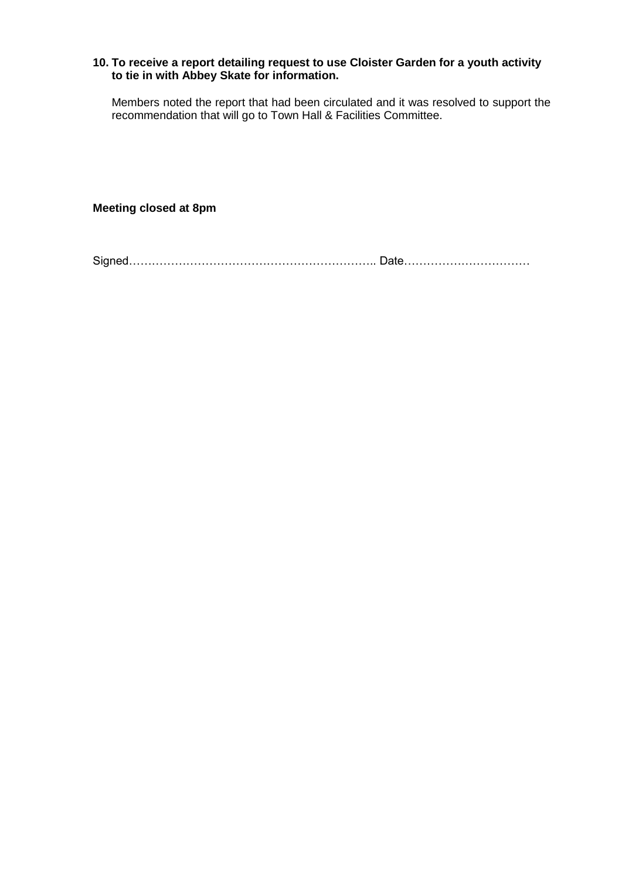**10. To receive a report detailing request to use Cloister Garden for a youth activity to tie in with Abbey Skate for information.**

Members noted the report that had been circulated and it was resolved to support the recommendation that will go to Town Hall & Facilities Committee.

**Meeting closed at 8pm**

Signed………………………………………………………….. Date……………………………